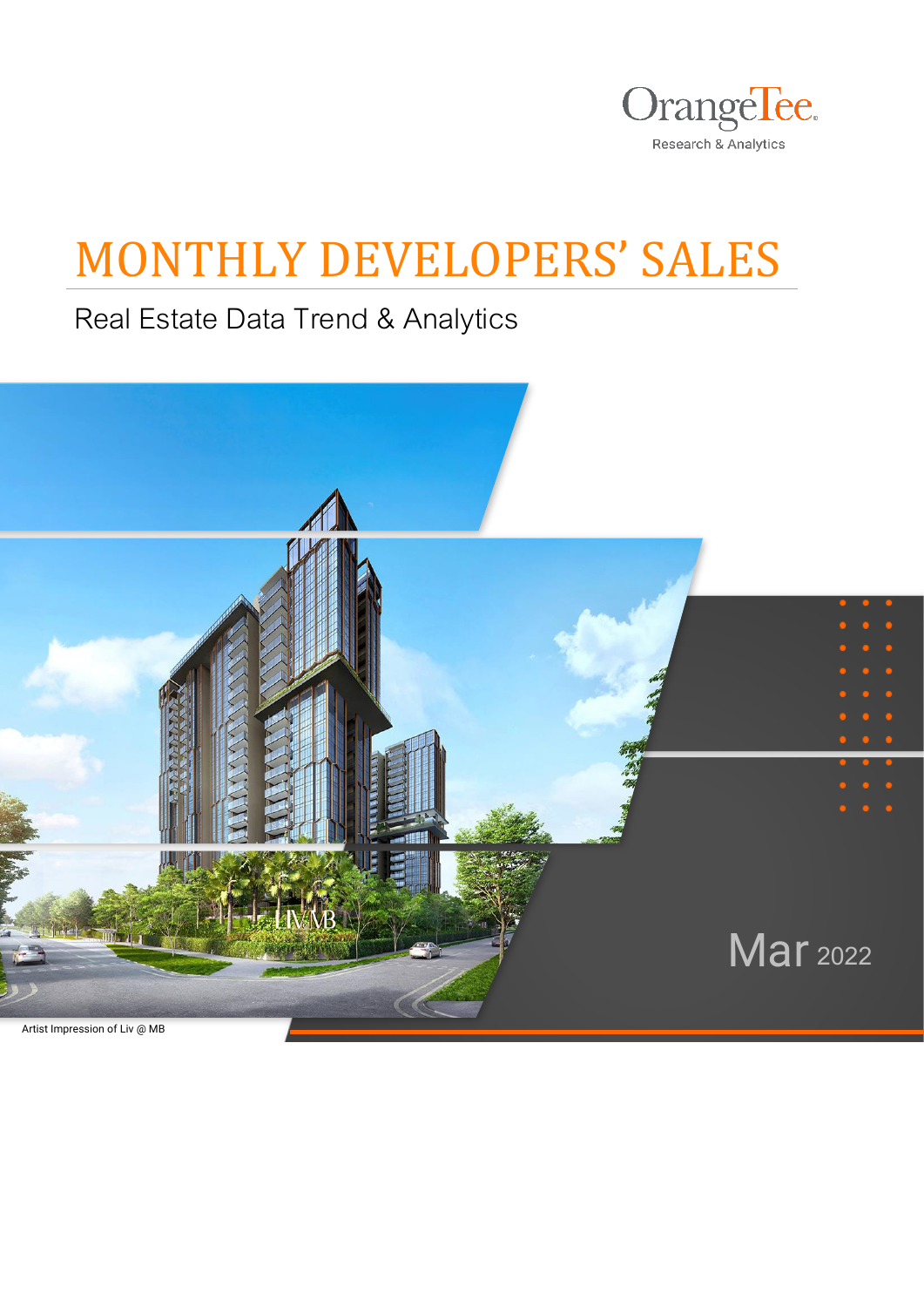OrangeTee

Research & Analytics

# MONTHLY DEVELOPERS' SALES

## Real Estate Data Trend & Analytics

Mar 2022

Artist Impression of Liv @ MB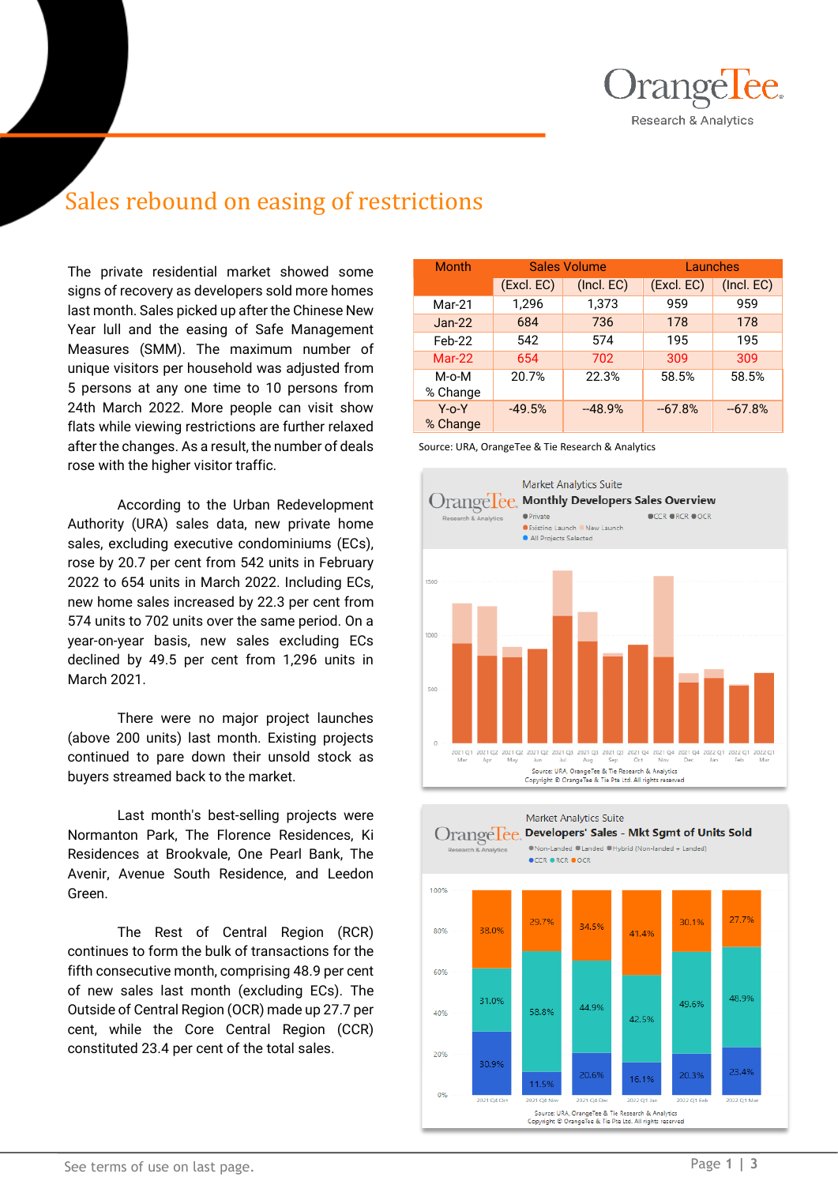# Sales rebound on easing of restrictions

The private residential market showed some signs of recovery as developers sold more homes last month. Sales picked up after the Chinese New Year lull and the easing of Safe Management Measures (SMM). The maximum number of unique visitors per household was adjusted from 5 persons at any one time to 10 persons from 24th March 2022. More people can visit show flats while viewing restrictions are further relaxed after the changes. As a result, the number of deals rose with the higher visitor traffic.

According to the Urban Redevelopment Authority (URA) sales data, new private home sales, excluding executive condominiums (ECs), rose by 20.7 per cent from 542 units in February 2022 to 654 units in March 2022. Including ECs, new home sales increased by 22.3 per cent from 574 units to 702 units over the same period. On a year-on-year basis, new sales excluding ECs declined by 49.5 per cent from 1,296 units in March 2021.

There were no major project launches (above 200 units) last month. Existing projects continued to pare down their unsold stock as buyers streamed back to the market.

Last month's best-selling projects were Normanton Park, The Florence Residences, Ki Residences at Brookvale, One Pearl Bank, The Avenir, Avenue South Residence, and Leedon Green.

The Rest of Central Region (RCR) continues to form the bulk of transactions for the fifth consecutive month, comprising 48.9 per cent of new sales last month (excluding ECs). The Outside of Central Region (OCR) made up 27.7 per cent, while the Core Central Region (CCR) constituted 23.4 per cent of the total sales.

| Month | Sales Volume | | Launches | |
|---|---|---|---|---|
| | (Excl. EC) | (Incl. EC) | (Excl. EC) | (Incl. EC) |
| Mar-21 | 1,296 | 1,373 | 959 | 959 |
| Jan-22 | 684 | 736 | 178 | 178 |
| Feb-22 | 542 | 574 | 195 | 195 |
| Mar-22 | 654 | 702 | 309 | 309 |
| M-o-M % Change | 20.7% | 22.3% | 58.5% | 58.5% |
| Y-o-Y % Change | -49.5% | -48.9% | -67.8% | -67.8% |

Source: URA, OrangeTee & Tie Research & Analytics

Market Analytics Suite
**Monthly Developers Sales Overview**

Source: URA, OrangeTee & Tie Research & Analytics
Copyright © OrangeTee & Tie Pte Ltd. All rights reserved

Market Analytics Suite
**Developers' Sales - Mkt Sgmt of Units Sold**

Source: URA, OrangeTee & Tie Research & Analytics
Copyright © OrangeTee & Tie Pte Ltd. All rights reserved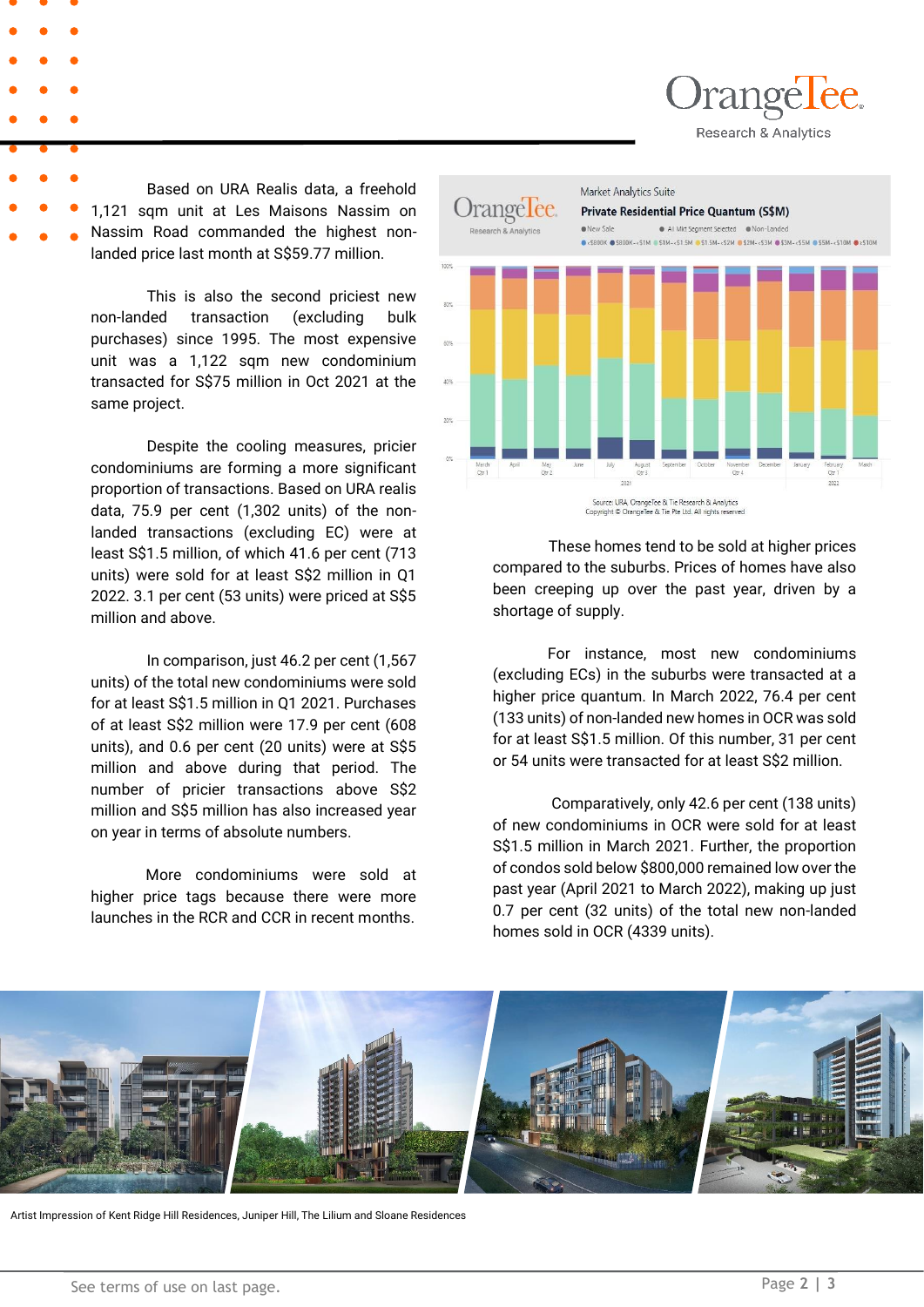Based on URA Realis data, a freehold 1,121 sqm unit at Les Maisons Nassim on Nassim Road commanded the highest non-landed price last month at S$59.77 million.

This is also the second priciest new non-landed transaction (excluding bulk purchases) since 1995. The most expensive unit was a 1,122 sqm new condominium transacted for S$75 million in Oct 2021 at the same project.

Despite the cooling measures, pricier condominiums are forming a more significant proportion of transactions. Based on URA realis data, 75.9 per cent (1,302 units) of the non-landed transactions (excluding EC) were at least S$1.5 million, of which 41.6 per cent (713 units) were sold for at least S$2 million in Q1 2022. 3.1 per cent (53 units) were priced at S$5 million and above.

In comparison, just 46.2 per cent (1,567 units) of the total new condominiums were sold for at least S$1.5 million in Q1 2021. Purchases of at least S$2 million were 17.9 per cent (608 units), and 0.6 per cent (20 units) were at S$5 million and above during that period. The number of pricier transactions above S$2 million and S$5 million has also increased year on year in terms of absolute numbers.

More condominiums were sold at higher price tags because there were more launches in the RCR and CCR in recent months.

Market Analytics Suite

**Private Residential Price Quantum (S$M)**

Source: URA, OrangeTee & Tie Research & Analytics
Copyright © OrangeTee & Tie Pte Ltd. All rights reserved

These homes tend to be sold at higher prices compared to the suburbs. Prices of homes have also been creeping up over the past year, driven by a shortage of supply.

For instance, most new condominiums (excluding ECs) in the suburbs were transacted at a higher price quantum. In March 2022, 76.4 per cent (133 units) of non-landed new homes in OCR was sold for at least S$1.5 million. Of this number, 31 per cent or 54 units were transacted for at least S$2 million.

Comparatively, only 42.6 per cent (138 units) of new condominiums in OCR were sold for at least S$1.5 million in March 2021. Further, the proportion of condos sold below $800,000 remained low over the past year (April 2021 to March 2022), making up just 0.7 per cent (32 units) of the total new non-landed homes sold in OCR (4339 units).

Artist Impression of Kent Ridge Hill Residences, Juniper Hill, The Lilium and Sloane Residences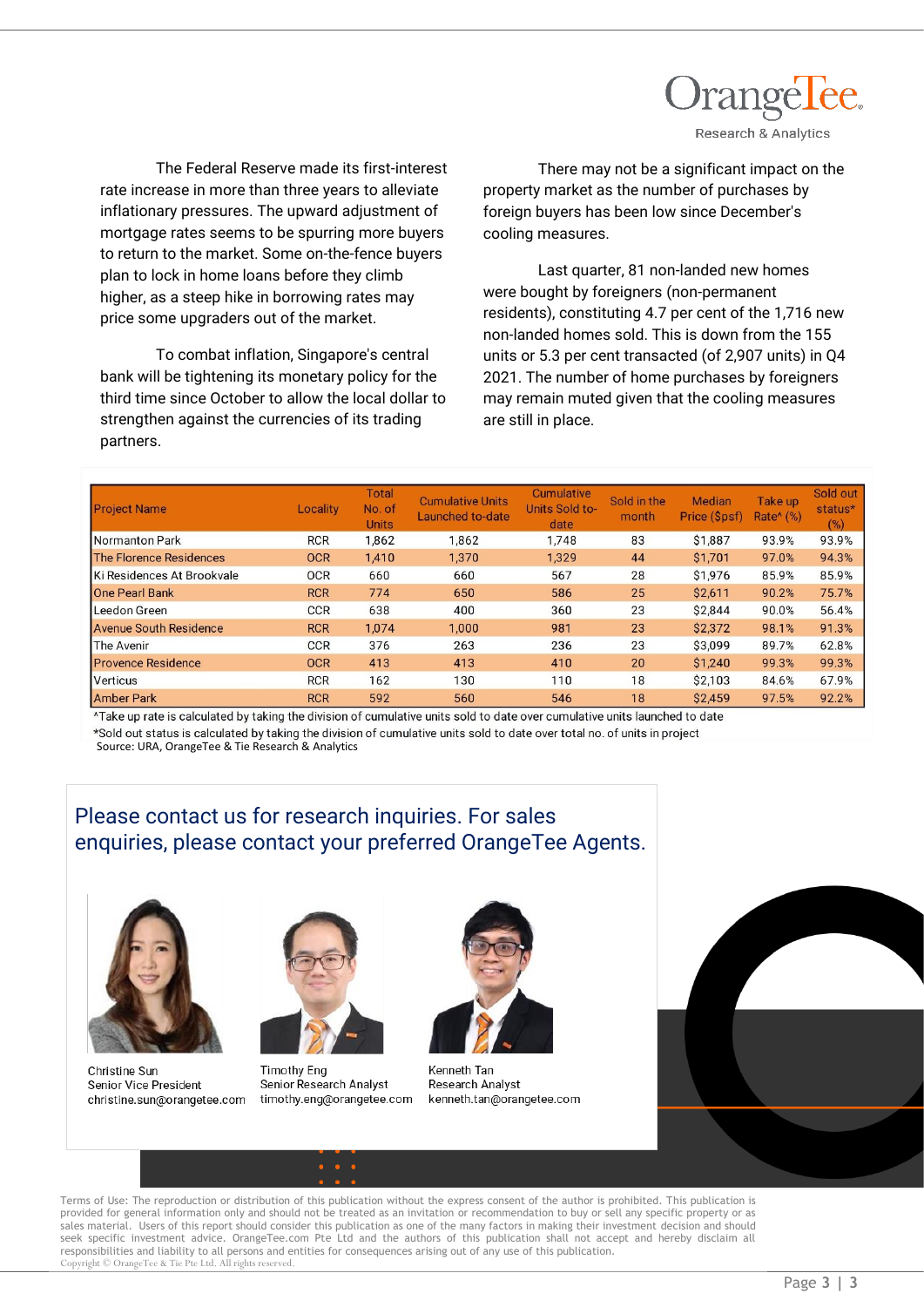The Federal Reserve made its first-interest rate increase in more than three years to alleviate inflationary pressures. The upward adjustment of mortgage rates seems to be spurring more buyers to return to the market. Some on-the-fence buyers plan to lock in home loans before they climb higher, as a steep hike in borrowing rates may price some upgraders out of the market.

To combat inflation, Singapore's central bank will be tightening its monetary policy for the third time since October to allow the local dollar to strengthen against the currencies of its trading partners.

There may not be a significant impact on the property market as the number of purchases by foreign buyers has been low since December's cooling measures.

Last quarter, 81 non-landed new homes were bought by foreigners (non-permanent residents), constituting 4.7 per cent of the 1,716 new non-landed homes sold. This is down from the 155 units or 5.3 per cent transacted (of 2,907 units) in Q4 2021. The number of home purchases by foreigners may remain muted given that the cooling measures are still in place.

| Project Name | Locality | Total No. of Units | Cumulative Units Launched to-date | Cumulative Units Sold to-date | Sold in the month | Median Price ($psf) | Take up Rate^ (%) | Sold out status* (%) |
|---|---|---|---|---|---|---|---|---|
| Normanton Park | RCR | 1,862 | 1,862 | 1,748 | 83 | $1,887 | 93.9% | 93.9% |
| The Florence Residences | OCR | 1,410 | 1,370 | 1,329 | 44 | $1,701 | 97.0% | 94.3% |
| Ki Residences At Brookvale | OCR | 660 | 660 | 567 | 28 | $1,976 | 85.9% | 85.9% |
| One Pearl Bank | RCR | 774 | 650 | 586 | 25 | $2,611 | 90.2% | 75.7% |
| Leedon Green | CCR | 638 | 400 | 360 | 23 | $2,844 | 90.0% | 56.4% |
| Avenue South Residence | RCR | 1,074 | 1,000 | 981 | 23 | $2,372 | 98.1% | 91.3% |
| The Avenir | CCR | 376 | 263 | 236 | 23 | $3,099 | 89.7% | 62.8% |
| Provence Residence | OCR | 413 | 413 | 410 | 20 | $1,240 | 99.3% | 99.3% |
| Verticus | RCR | 162 | 130 | 110 | 18 | $2,103 | 84.6% | 67.9% |
| Amber Park | RCR | 592 | 560 | 546 | 18 | $2,459 | 97.5% | 92.2% |

^Take up rate is calculated by taking the division of cumulative units sold to date over cumulative units launched to date

*Sold out status is calculated by taking the division of cumulative units sold to date over total no. of units in project

Source: URA, OrangeTee & Tie Research & Analytics

## Please contact us for research inquiries. For sales enquiries, please contact your preferred OrangeTee Agents.

Christine Sun
Senior Vice President
christine.sun@orangetee.com

Timothy Eng
Senior Research Analyst
timothy.eng@orangetee.com

Kenneth Tan
Research Analyst
kenneth.tan@orangetee.com

Terms of Use: The reproduction or distribution of this publication without the express consent of the author is prohibited. This publication is provided for general information only and should not be treated as an invitation or recommendation to buy or sell any specific property or as sales material. Users of this report should consider this publication as one of the many factors in making their investment decision and should seek specific investment advice. OrangeTee.com Pte Ltd and the authors of this publication shall not accept and hereby disclaim all responsibilities and liability to all persons and entities for consequences arising out of any use of this publication.

Copyright © OrangeTee & Tie Pte Ltd. All rights reserved.